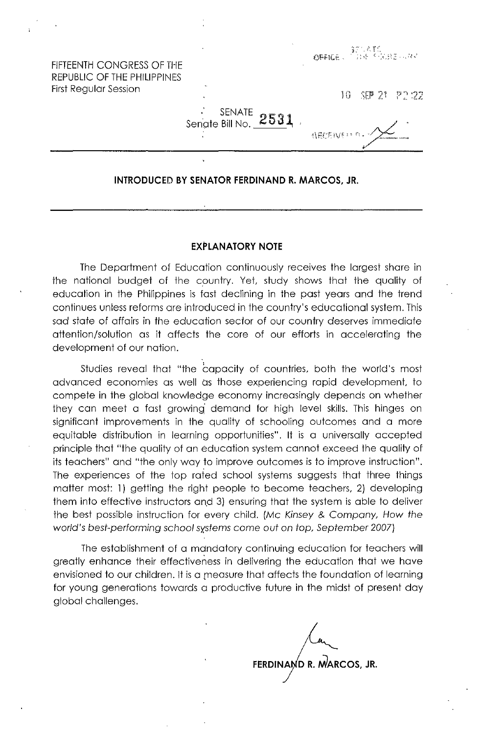FIFTEENTH CONGRESS OF THE
REPUBLIC OF THE PHILIPPINES
First Regular Session

10 SEP 21 P2:22

SENATE
Senate Bill No. 2531

**INTRODUCED BY SENATOR FERDINAND R. MARCOS, JR.**

## EXPLANATORY NOTE

The Department of Education continuously receives the largest share in the national budget of the country. Yet, study shows that the quality of education in the Philippines is fast declining in the past years and the trend continues unless reforms are introduced in the country's educational system. This sad state of affairs in the education sector of our country deserves immediate attention/solution as it affects the core of our efforts in accelerating the development of our nation.

Studies reveal that "the capacity of countries, both the world's most advanced economies as well as those experiencing rapid development, to compete in the global knowledge economy increasingly depends on whether they can meet a fast growing demand for high level skills. This hinges on significant improvements in the quality of schooling outcomes and a more equitable distribution in learning opportunities". It is a universally accepted principle that "the quality of an education system cannot exceed the quality of its teachers" and "the only way to improve outcomes is to improve instruction". The experiences of the top rated school systems suggests that three things matter most: 1) getting the right people to become teachers, 2) developing them into effective instructors and 3) ensuring that the system is able to deliver the best possible instruction for every child. (*Mc Kinsey & Company, How the world's best-performing school systems come out on top, September 2007*)

The establishment of a mandatory continuing education for teachers will greatly enhance their effectiveness in delivering the education that we have envisioned to our children. It is a measure that affects the foundation of learning for young generations towards a productive future in the midst of present day global challenges.

**FERDINAND R. MARCOS, JR.**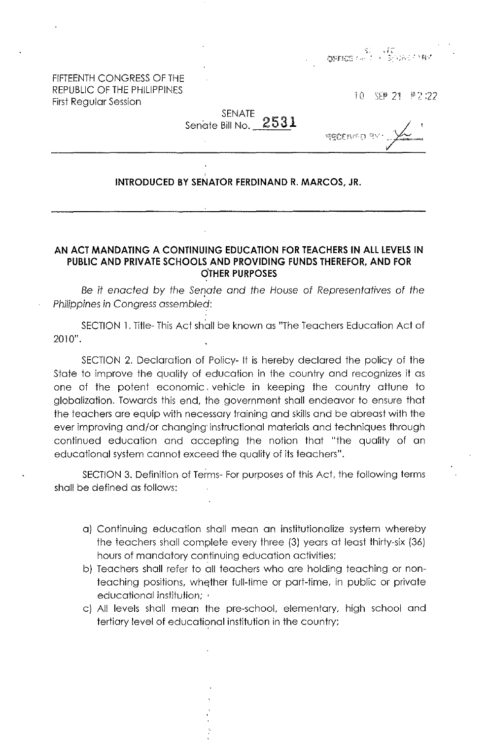FIFTEENTH CONGRESS OF THE
REPUBLIC OF THE PHILIPPINES
First Regular Session

10 SEP 21 P2:22

SENATE
Senate Bill No. 2531

RECEIVED BY:

**INTRODUCED BY SENATOR FERDINAND R. MARCOS, JR.**

---

**AN ACT MANDATING A CONTINUING EDUCATION FOR TEACHERS IN ALL LEVELS IN PUBLIC AND PRIVATE SCHOOLS AND PROVIDING FUNDS THEREFOR, AND FOR OTHER PURPOSES**

*Be it enacted by the Senate and the House of Representatives of the Philippines in Congress assembled*:

SECTION 1. Title- This Act shall be known as "The Teachers Education Act of 2010".

SECTION 2. Declaration of Policy- It is hereby declared the policy of the State to improve the quality of education in the country and recognizes it as one of the potent economic vehicle in keeping the country attune to globalization. Towards this end, the government shall endeavor to ensure that the teachers are equip with necessary training and skills and be abreast with the ever improving and/or changing instructional materials and techniques through continued education and accepting the notion that "the quality of an educational system cannot exceed the quality of its teachers".

SECTION 3. Definition of Terms- For purposes of this Act, the following terms shall be defined as follows:

a) Continuing education shall mean an institutionalize system whereby the teachers shall complete every three (3) years at least thirty-six (36) hours of mandatory continuing education activities;
b) Teachers shall refer to all teachers who are holding teaching or non-teaching positions, whether full-time or part-time, in public or private educational institution;
c) All levels shall mean the pre-school, elementary, high school and tertiary level of educational institution in the country;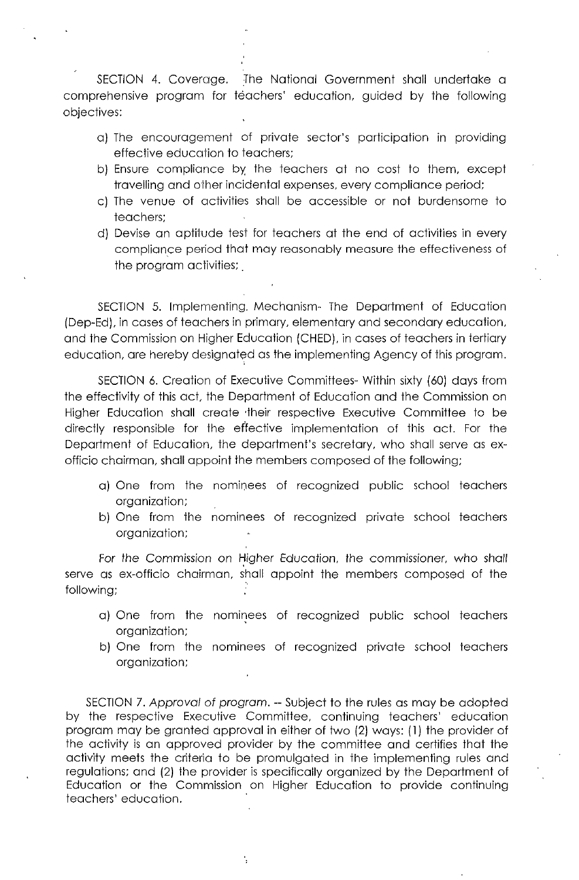SECTION 4. Coverage. The National Government shall undertake a comprehensive program for teachers' education, guided by the following objectives:

a) The encouragement of private sector's participation in providing effective education to teachers;
b) Ensure compliance by the teachers at no cost to them, except travelling and other incidental expenses, every compliance period;
c) The venue of activities shall be accessible or not burdensome to teachers;
d) Devise an aptitude test for teachers at the end of activities in every compliance period that may reasonably measure the effectiveness of the program activities;

SECTION 5. Implementing. Mechanism- The Department of Education (Dep-Ed), in cases of teachers in primary, elementary and secondary education, and the Commission on Higher Education (CHED), in cases of teachers in tertiary education, are hereby designated as the implementing Agency of this program.

SECTION 6. Creation of Executive Committees- Within sixty (60) days from the effectivity of this act, the Department of Education and the Commission on Higher Education shall create their respective Executive Committee to be directly responsible for the effective implementation of this act. For the Department of Education, the department's secretary, who shall serve as ex-officio chairman, shall appoint the members composed of the following;

a) One from the nominees of recognized public school teachers organization;
b) One from the nominees of recognized private school teachers organization;

For the Commission on Higher Education, the commissioner, who shall serve as ex-officio chairman, shall appoint the members composed of the following;

a) One from the nominees of recognized public school teachers organization;
b) One from the nominees of recognized private school teachers organization;

SECTION 7. *Approval of program.* -- Subject to the rules as may be adopted by the respective Executive Committee, continuing teachers' education program may be granted approval in either of two (2) ways: (1) the provider of the activity is an approved provider by the committee and certifies that the activity meets the criteria to be promulgated in the implementing rules and regulations; and (2) the provider is specifically organized by the Department of Education or the Commission on Higher Education to provide continuing teachers' education.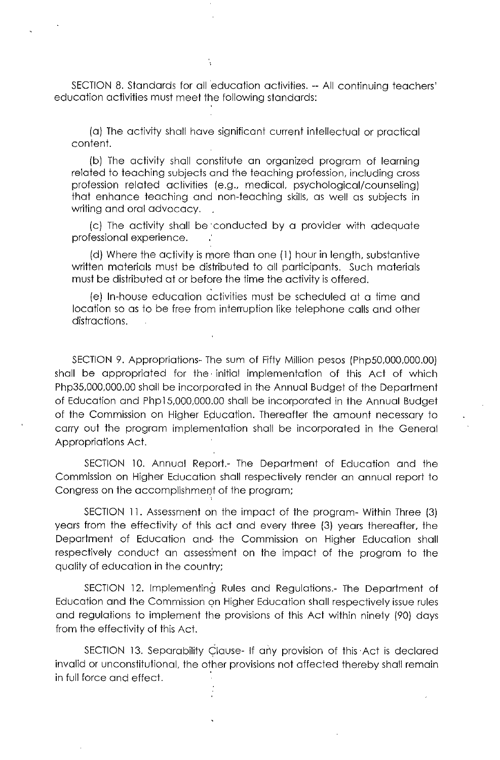SECTION 8. Standards for all education activities. -- All continuing teachers' education activities must meet the following standards:

(a) The activity shall have significant current intellectual or practical content.

(b) The activity shall constitute an organized program of learning related to teaching subjects and the teaching profession, including cross profession related activities (e.g., medical, psychological/counseling) that enhance teaching and non-teaching skills, as well as subjects in writing and oral advocacy.

(c) The activity shall be conducted by a provider with adequate professional experience.

(d) Where the activity is more than one (1) hour in length, substantive written materials must be distributed to all participants. Such materials must be distributed at or before the time the activity is offered.

(e) In-house education activities must be scheduled at a time and location so as to be free from interruption like telephone calls and other distractions.

SECTION 9. Appropriations- The sum of Fifty Million pesos (Php50,000,000.00) shall be appropriated for the initial implementation of this Act of which Php35,000,000.00 shall be incorporated in the Annual Budget of the Department of Education and Php15,000,000.00 shall be incorporated in the Annual Budget of the Commission on Higher Education. Thereafter the amount necessary to carry out the program implementation shall be incorporated in the General Appropriations Act.

SECTION 10. Annual Report.- The Department of Education and the Commission on Higher Education shall respectively render an annual report to Congress on the accomplishment of the program;

SECTION 11. Assessment on the impact of the program- Within Three (3) years from the effectivity of this act and every three (3) years thereafter, the Department of Education and the Commission on Higher Education shall respectively conduct an assessment on the impact of the program to the quality of education in the country;

SECTION 12. Implementing Rules and Regulations.- The Department of Education and the Commission on Higher Education shall respectively issue rules and regulations to implement the provisions of this Act within ninety (90) days from the effectivity of this Act.

SECTION 13. Separability Clause- If any provision of this Act is declared invalid or unconstitutional, the other provisions not affected thereby shall remain in full force and effect.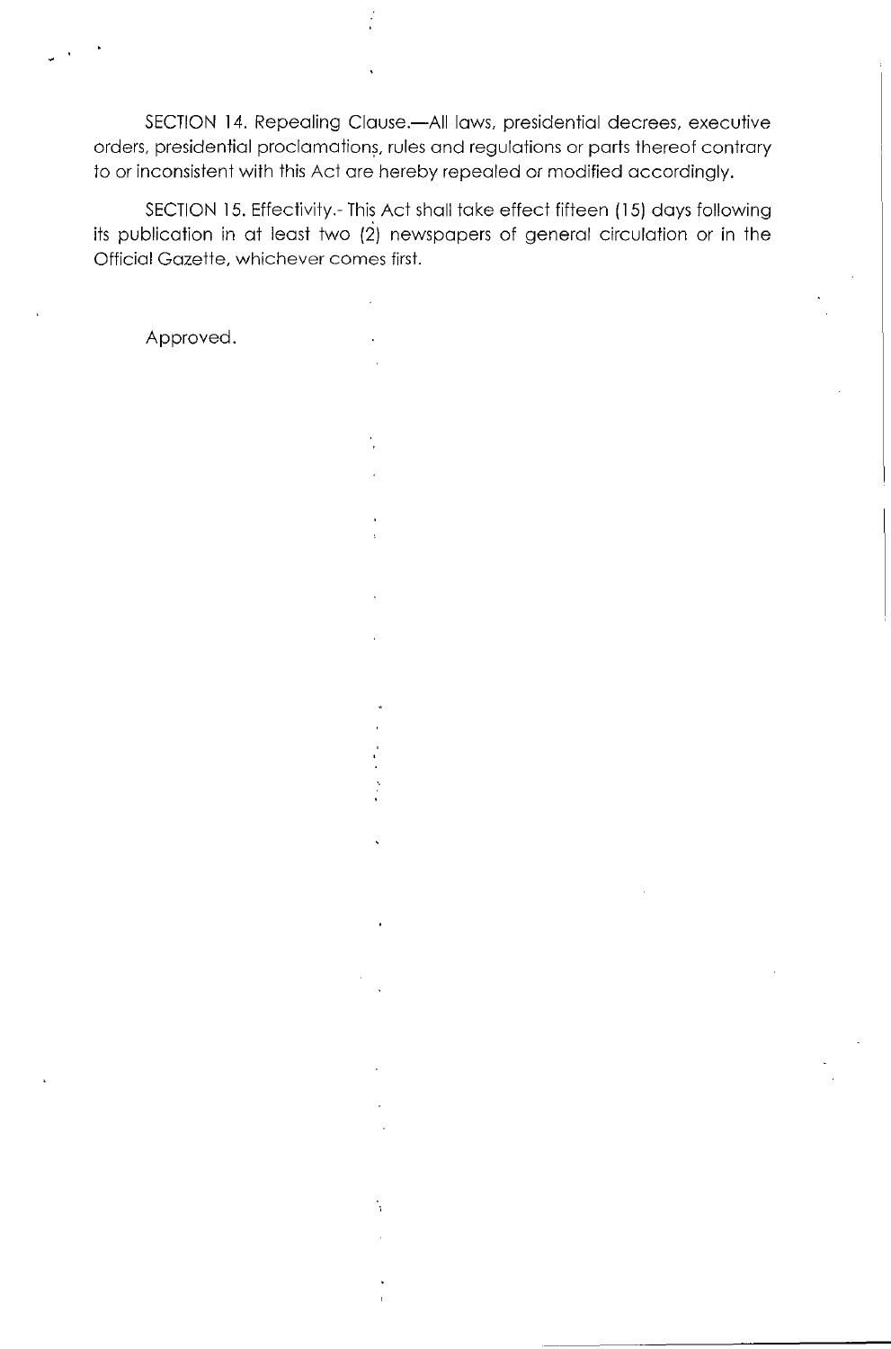SECTION 14. Repealing Clause.—All laws, presidential decrees, executive orders, presidential proclamations, rules and regulations or parts thereof contrary to or inconsistent with this Act are hereby repealed or modified accordingly.

SECTION 15. Effectivity.- This Act shall take effect fifteen (15) days following its publication in at least two (2) newspapers of general circulation or in the Official Gazette, whichever comes first.

Approved.